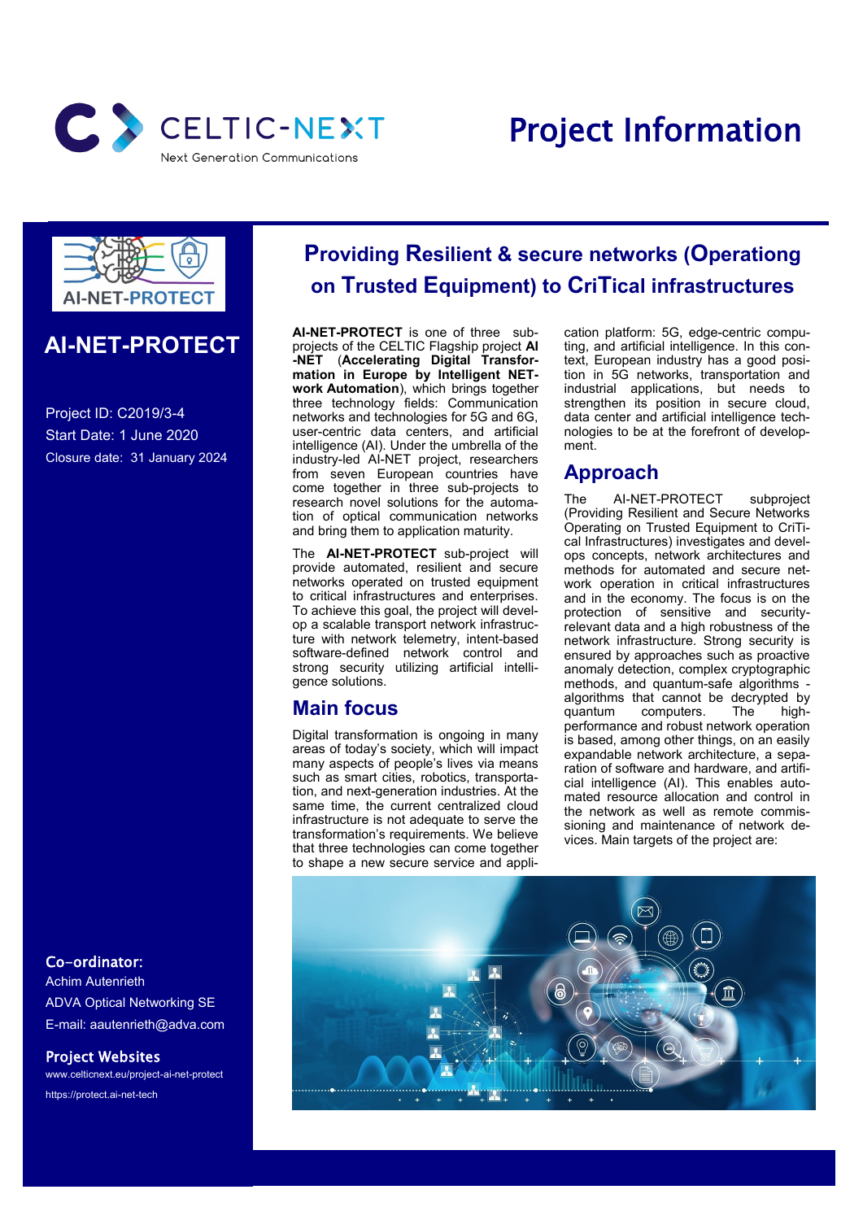CELTIC-NEXT
Next Generation Communications

# Project Information

## AI-NET-PROTECT

Project ID: C2019/3-4
Start Date: 1 June 2020
Closure date: 31 January 2024

## Providing Resilient & secure networks (Operationg on Trusted Equipment) to CriTical infrastructures

**AI-NET-PROTECT** is one of three sub-projects of the CELTIC Flagship project **AI-NET** (**Accelerating Digital Transformation in Europe by Intelligent NETwork Automation**), which brings together three technology fields: Communication networks and technologies for 5G and 6G, user-centric data centers, and artificial intelligence (AI). Under the umbrella of the industry-led AI-NET project, researchers from seven European countries have come together in three sub-projects to research novel solutions for the automation of optical communication networks and bring them to application maturity.

The **AI-NET-PROTECT** sub-project will provide automated, resilient and secure networks operated on trusted equipment to critical infrastructures and enterprises. To achieve this goal, the project will develop a scalable transport network infrastructure with network telemetry, intent-based software-defined network control and strong security utilizing artificial intelligence solutions.

## Main focus

Digital transformation is ongoing in many areas of today's society, which will impact many aspects of people's lives via means such as smart cities, robotics, transportation, and next-generation industries. At the same time, the current centralized cloud infrastructure is not adequate to serve the transformation's requirements. We believe that three technologies can come together to shape a new secure service and application platform: 5G, edge-centric computing, and artificial intelligence. In this context, European industry has a good position in 5G networks, transportation and industrial applications, but needs to strengthen its position in secure cloud, data center and artificial intelligence technologies to be at the forefront of development.

## Approach

The AI-NET-PROTECT subproject (Providing Resilient and Secure Networks Operating on Trusted Equipment to CriTical Infrastructures) investigates and develops concepts, network architectures and methods for automated and secure network operation in critical infrastructures and in the economy. The focus is on the protection of sensitive and security-relevant data and a high robustness of the network infrastructure. Strong security is ensured by approaches such as proactive anomaly detection, complex cryptographic methods, and quantum-safe algorithms - algorithms that cannot be decrypted by quantum computers. The high-performance and robust network operation is based, among other things, on an easily expandable network architecture, a separation of software and hardware, and artificial intelligence (AI). This enables automated resource allocation and control in the network as well as remote commissioning and maintenance of network devices. Main targets of the project are:

**Co-ordinator:**
Achim Autenrieth
ADVA Optical Networking SE
E-mail: aautenrieth@adva.com

**Project Websites**
www.celticnext.eu/project-ai-net-protect
https://protect.ai-net-tech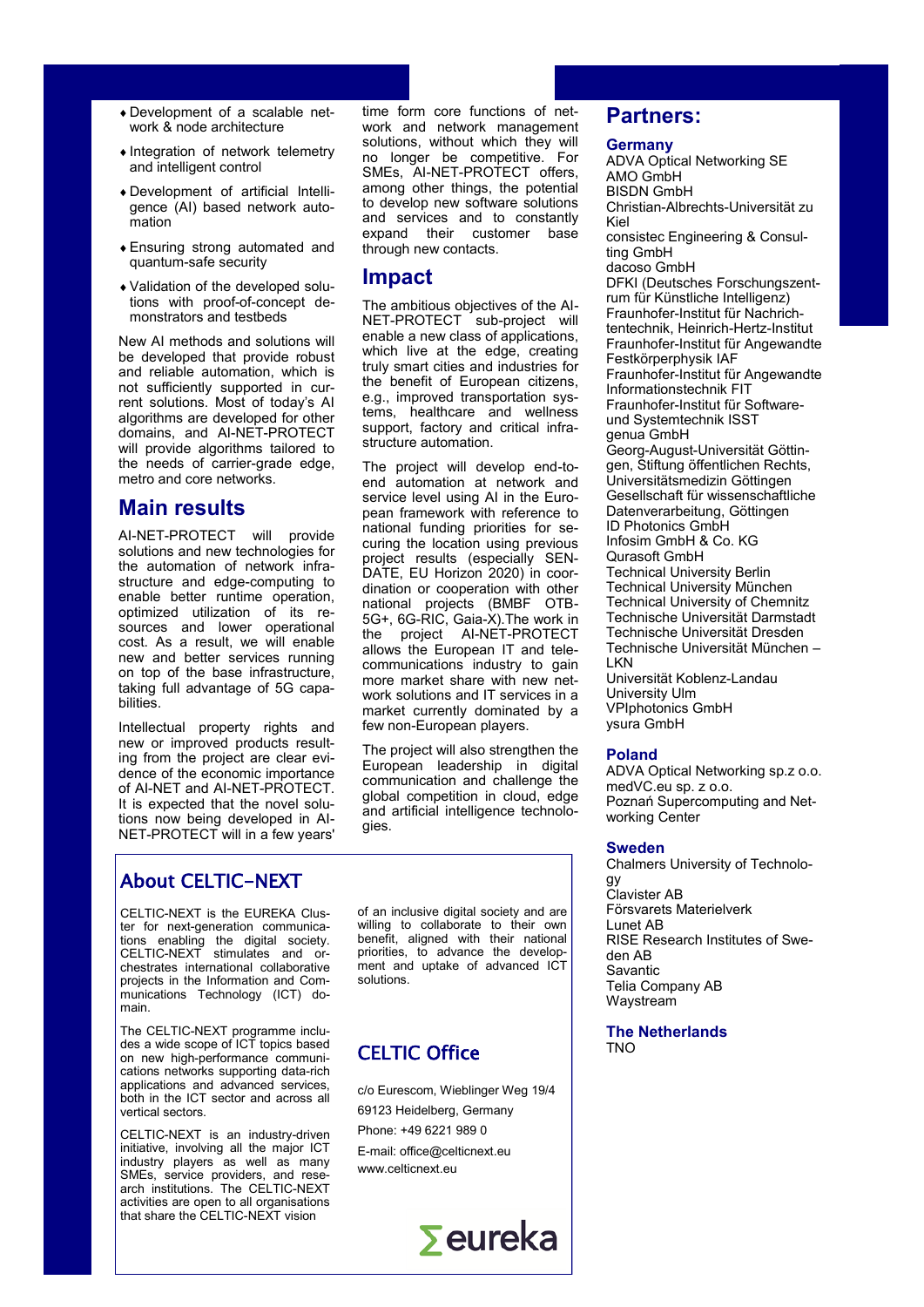- Development of a scalable network & node architecture
- Integration of network telemetry and intelligent control
- Development of artificial Intelligence (AI) based network automation
- Ensuring strong automated and quantum-safe security
- Validation of the developed solutions with proof-of-concept demonstrators and testbeds

New AI methods and solutions will be developed that provide robust and reliable automation, which is not sufficiently supported in current solutions. Most of today's AI algorithms are developed for other domains, and AI-NET-PROTECT will provide algorithms tailored to the needs of carrier-grade edge, metro and core networks.

## Main results

AI-NET-PROTECT will provide solutions and new technologies for the automation of network infrastructure and edge-computing to enable better runtime operation, optimized utilization of its resources and lower operational cost. As a result, we will enable new and better services running on top of the base infrastructure, taking full advantage of 5G capabilities.

Intellectual property rights and new or improved products resulting from the project are clear evidence of the economic importance of AI-NET and AI-NET-PROTECT. It is expected that the novel solutions now being developed in AI-NET-PROTECT will in a few years' time form core functions of network and network management solutions, without which they will no longer be competitive. For SMEs, AI-NET-PROTECT offers, among other things, the potential to develop new software solutions and services and to constantly expand their customer base through new contacts.

## Impact

The ambitious objectives of the AI-NET-PROTECT sub-project will enable a new class of applications, which live at the edge, creating truly smart cities and industries for the benefit of European citizens, e.g., improved transportation systems, healthcare and wellness support, factory and critical infrastructure automation.

The project will develop end-to-end automation at network and service level using AI in the European framework with reference to national funding priorities for securing the location using previous project results (especially SENDATE, EU Horizon 2020) in coordination or cooperation with other national projects (BMBF OTB-5G+, 6G-RIC, Gaia-X).The work in the project AI-NET-PROTECT allows the European IT and telecommunications industry to gain more market share with new network solutions and IT services in a market currently dominated by a few non-European players.

The project will also strengthen the European leadership in digital communication and challenge the global competition in cloud, edge and artificial intelligence technologies.

## Partners:

### Germany

ADVA Optical Networking SE
AMO GmbH
BISDN GmbH
Christian-Albrechts-Universität zu Kiel
consistec Engineering & Consulting GmbH
dacoso GmbH
DFKI (Deutsches Forschungszentrum für Künstliche Intelligenz)
Fraunhofer-Institut für Nachrichtentechnik, Heinrich-Hertz-Institut
Fraunhofer-Institut für Angewandte Festkörperphysik IAF
Fraunhofer-Institut für Angewandte Informationstechnik FIT
Fraunhofer-Institut für Software- und Systemtechnik ISST
genua GmbH
Georg-August-Universität Göttingen, Stiftung öffentlichen Rechts, Universitätsmedizin Göttingen
Gesellschaft für wissenschaftliche Datenverarbeitung, Göttingen
ID Photonics GmbH
Infosim GmbH & Co. KG
Qurasoft GmbH
Technical University Berlin
Technical University München
Technical University of Chemnitz
Technische Universität Darmstadt
Technische Universität Dresden
Technische Universität München – LKN
Universität Koblenz-Landau
University Ulm
VPIphotonics GmbH
ysura GmbH

### Poland

ADVA Optical Networking sp.z o.o.
medVC.eu sp. z o.o.
Poznań Supercomputing and Networking Center

### Sweden

Chalmers University of Technology
Clavister AB
Försvarets Materielverk
Lunet AB
RISE Research Institutes of Sweden AB
Savantic
Telia Company AB
Waystream

### The Netherlands

TNO

## About CELTIC-NEXT

CELTIC-NEXT is the EUREKA Cluster for next-generation communications enabling the digital society. CELTIC-NEXT stimulates and orchestrates international collaborative projects in the Information and Communications Technology (ICT) domain.

The CELTIC-NEXT programme includes a wide scope of ICT topics based on new high-performance communications networks supporting data-rich applications and advanced services, both in the ICT sector and across all vertical sectors.

CELTIC-NEXT is an industry-driven initiative, involving all the major ICT industry players as well as many SMEs, service providers, and research institutions. The CELTIC-NEXT activities are open to all organisations that share the CELTIC-NEXT vision of an inclusive digital society and are willing to collaborate to their own benefit, aligned with their national priorities, to advance the development and uptake of advanced ICT solutions.

## CELTIC Office

c/o Eurescom, Wieblinger Weg 19/4
69123 Heidelberg, Germany
Phone: +49 6221 989 0
E-mail: office@celticnext.eu
www.celticnext.eu

eureka